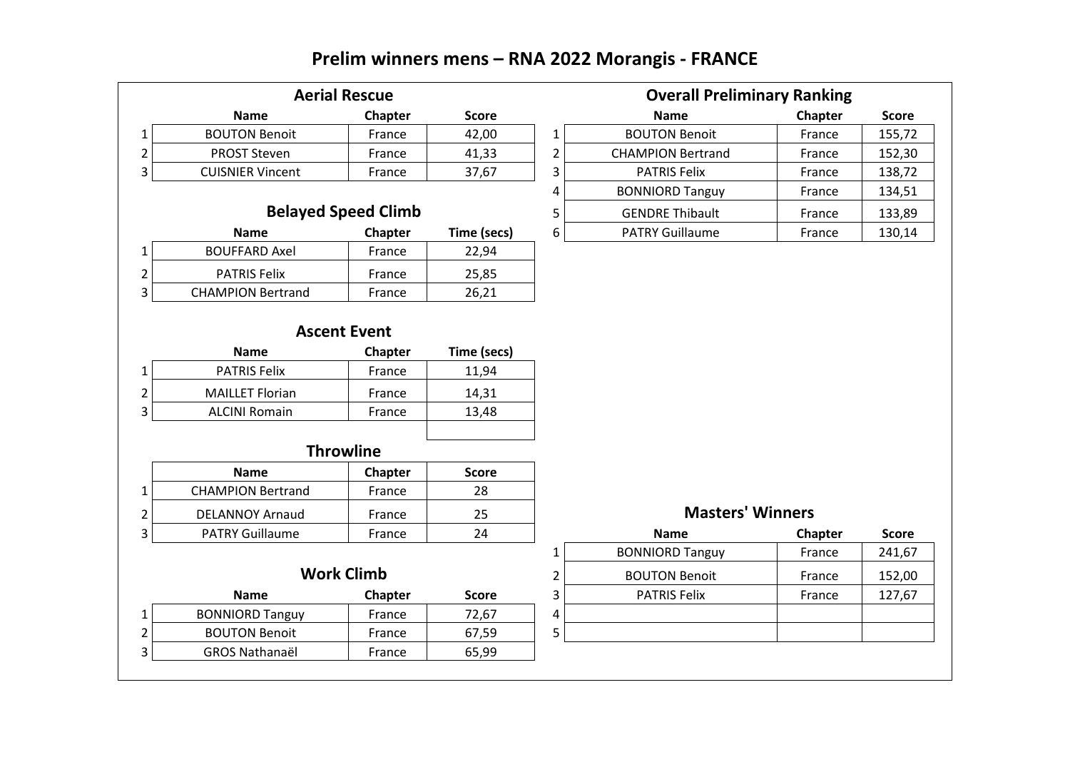# Prelim winners mens – RNA 2022 Morangis - FRANCE

## Aerial Rescue

| | Name | Chapter | Score |
|---|---|---|---|
| 1 | BOUTON Benoit | France | 42,00 |
| 2 | PROST Steven | France | 41,33 |
| 3 | CUISNIER Vincent | France | 37,67 |

## Belayed Speed Climb

| | Name | Chapter | Time (secs) |
|---|---|---|---|
| 1 | BOUFFARD Axel | France | 22,94 |
| 2 | PATRIS Felix | France | 25,85 |
| 3 | CHAMPION Bertrand | France | 26,21 |

## Ascent Event

| | Name | Chapter | Time (secs) |
|---|---|---|---|
| 1 | PATRIS Felix | France | 11,94 |
| 2 | MAILLET Florian | France | 14,31 |
| 3 | ALCINI Romain | France | 13,48 |

## Throwline

| | Name | Chapter | Score |
|---|---|---|---|
| 1 | CHAMPION Bertrand | France | 28 |
| 2 | DELANNOY Arnaud | France | 25 |
| 3 | PATRY Guillaume | France | 24 |

## Work Climb

| | Name | Chapter | Score |
|---|---|---|---|
| 1 | BONNIORD Tanguy | France | 72,67 |
| 2 | BOUTON Benoit | France | 67,59 |
| 3 | GROS Nathanaël | France | 65,99 |

## Overall Preliminary Ranking

| | Name | Chapter | Score |
|---|---|---|---|
| 1 | BOUTON Benoit | France | 155,72 |
| 2 | CHAMPION Bertrand | France | 152,30 |
| 3 | PATRIS Felix | France | 138,72 |
| 4 | BONNIORD Tanguy | France | 134,51 |
| 5 | GENDRE Thibault | France | 133,89 |
| 6 | PATRY Guillaume | France | 130,14 |

## Masters' Winners

| | Name | Chapter | Score |
|---|---|---|---|
| 1 | BONNIORD Tanguy | France | 241,67 |
| 2 | BOUTON Benoit | France | 152,00 |
| 3 | PATRIS Felix | France | 127,67 |
| 4 | | | |
| 5 | | | |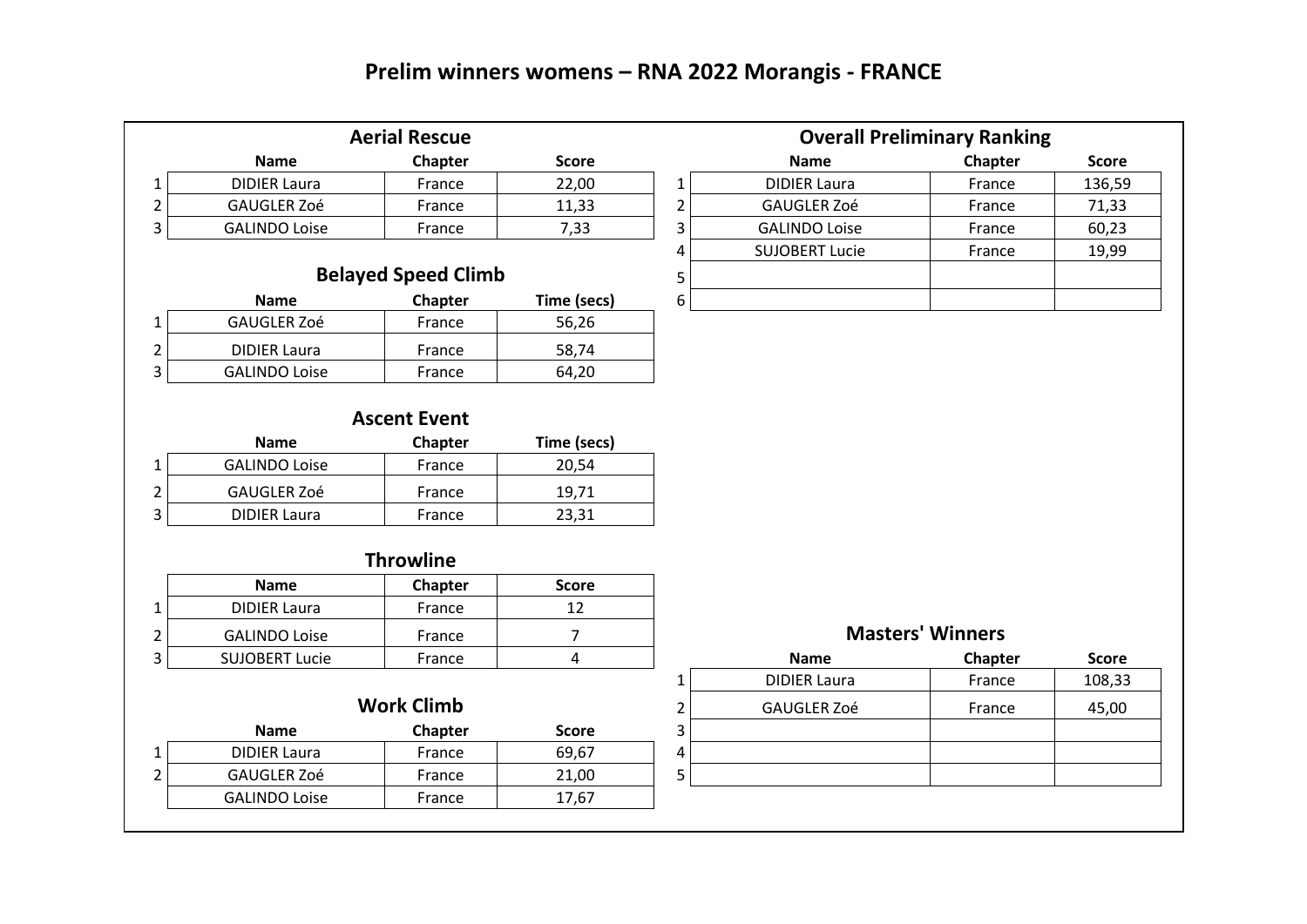# Prelim winners womens – RNA 2022 Morangis - FRANCE

## Aerial Rescue

| | Name | Chapter | Score |
|---|---|---|---|
| 1 | DIDIER Laura | France | 22,00 |
| 2 | GAUGLER Zoé | France | 11,33 |
| 3 | GALINDO Loise | France | 7,33 |

## Belayed Speed Climb

| | Name | Chapter | Time (secs) |
|---|---|---|---|
| 1 | GAUGLER Zoé | France | 56,26 |
| 2 | DIDIER Laura | France | 58,74 |
| 3 | GALINDO Loise | France | 64,20 |

## Ascent Event

| | Name | Chapter | Time (secs) |
|---|---|---|---|
| 1 | GALINDO Loise | France | 20,54 |
| 2 | GAUGLER Zoé | France | 19,71 |
| 3 | DIDIER Laura | France | 23,31 |

## Throwline

| | Name | Chapter | Score |
|---|---|---|---|
| 1 | DIDIER Laura | France | 12 |
| 2 | GALINDO Loise | France | 7 |
| 3 | SUJOBERT Lucie | France | 4 |

## Work Climb

| | Name | Chapter | Score |
|---|---|---|---|
| 1 | DIDIER Laura | France | 69,67 |
| 2 | GAUGLER Zoé | France | 21,00 |
| | GALINDO Loise | France | 17,67 |

## Overall Preliminary Ranking

| | Name | Chapter | Score |
|---|---|---|---|
| 1 | DIDIER Laura | France | 136,59 |
| 2 | GAUGLER Zoé | France | 71,33 |
| 3 | GALINDO Loise | France | 60,23 |
| 4 | SUJOBERT Lucie | France | 19,99 |
| 5 | | | |
| 6 | | | |

## Masters' Winners

| | Name | Chapter | Score |
|---|---|---|---|
| 1 | DIDIER Laura | France | 108,33 |
| 2 | GAUGLER Zoé | France | 45,00 |
| 3 | | | |
| 4 | | | |
| 5 | | | |